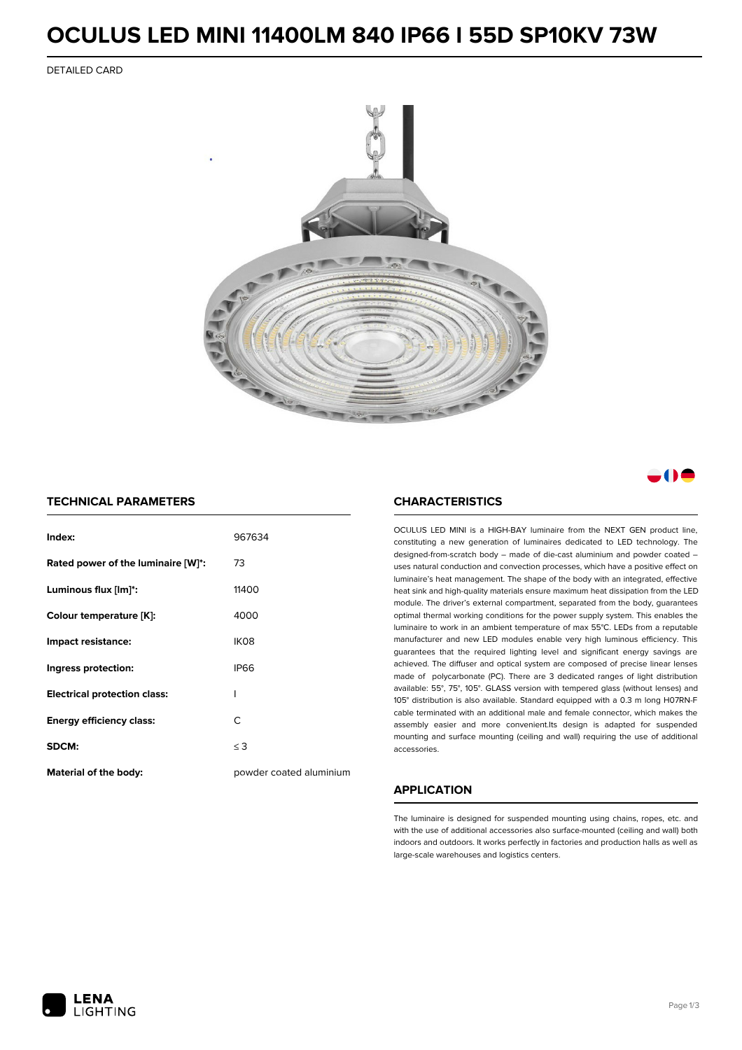# OCULUS LED MINI 11400LM 840 IP66 I 55D SP10KV 73W

DETAILED CARD

## TECHNICAL PARAMETERS

| | |
|---|---|
| **Index:** | 967634 |
| **Rated power of the luminaire [W]*:** | 73 |
| **Luminous flux [lm]*:** | 11400 |
| **Colour temperature [K]:** | 4000 |
| **Impact resistance:** | IK08 |
| **Ingress protection:** | IP66 |
| **Electrical protection class:** | I |
| **Energy efficiency class:** | C |
| **SDCM:** | ≤ 3 |
| **Material of the body:** | powder coated aluminium |

## CHARACTERISTICS

OCULUS LED MINI is a HIGH-BAY luminaire from the NEXT GEN product line, constituting a new generation of luminaires dedicated to LED technology. The designed-from-scratch body – made of die-cast aluminium and powder coated – uses natural conduction and convection processes, which have a positive effect on luminaire's heat management. The shape of the body with an integrated, effective heat sink and high-quality materials ensure maximum heat dissipation from the LED module. The driver's external compartment, separated from the body, guarantees optimal thermal working conditions for the power supply system. This enables the luminaire to work in an ambient temperature of max 55°C. LEDs from a reputable manufacturer and new LED modules enable very high luminous efficiency. This guarantees that the required lighting level and significant energy savings are achieved. The diffuser and optical system are composed of precise linear lenses made of polycarbonate (PC). There are 3 dedicated ranges of light distribution available: 55°, 75°, 105°. GLASS version with tempered glass (without lenses) and 105° distribution is also available. Standard equipped with a 0.3 m long H07RN-F cable terminated with an additional male and female connector, which makes the assembly easier and more convenient.Its design is adapted for suspended mounting and surface mounting (ceiling and wall) requiring the use of additional accessories.

## APPLICATION

The luminaire is designed for suspended mounting using chains, ropes, etc. and with the use of additional accessories also surface-mounted (ceiling and wall) both indoors and outdoors. It works perfectly in factories and production halls as well as large-scale warehouses and logistics centers.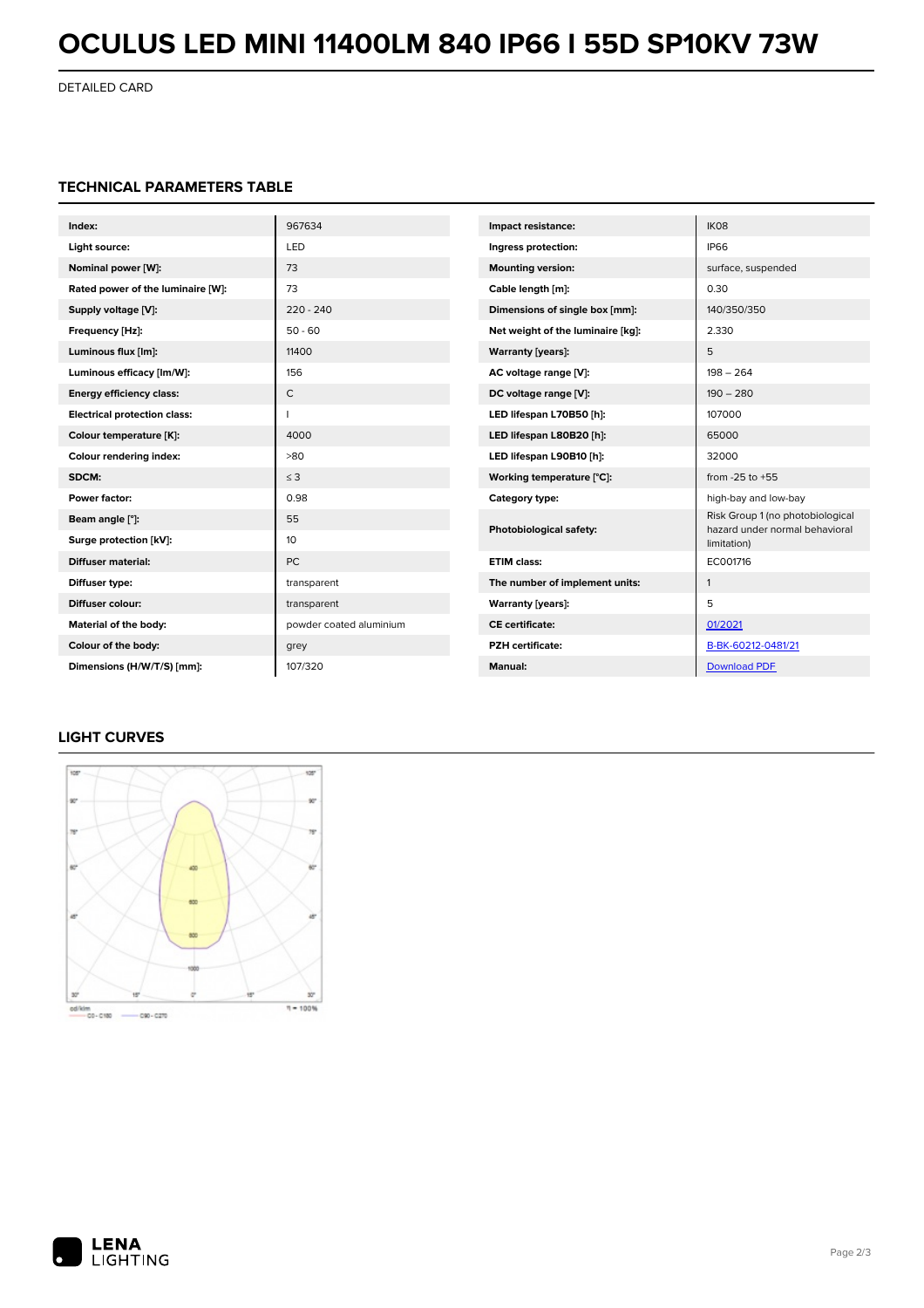# OCULUS LED MINI 11400LM 840 IP66 I 55D SP10KV 73W

DETAILED CARD

## TECHNICAL PARAMETERS TABLE

| Parameter | Value |
|---|---|
| **Index:** | 967634 |
| **Light source:** | LED |
| **Nominal power [W]:** | 73 |
| **Rated power of the luminaire [W]:** | 73 |
| **Supply voltage [V]:** | 220 - 240 |
| **Frequency [Hz]:** | 50 - 60 |
| **Luminous flux [lm]:** | 11400 |
| **Luminous efficacy [lm/W]:** | 156 |
| **Energy efficiency class:** | C |
| **Electrical protection class:** | I |
| **Colour temperature [K]:** | 4000 |
| **Colour rendering index:** | >80 |
| **SDCM:** | ≤ 3 |
| **Power factor:** | 0.98 |
| **Beam angle [°]:** | 55 |
| **Surge protection [kV]:** | 10 |
| **Diffuser material:** | PC |
| **Diffuser type:** | transparent |
| **Diffuser colour:** | transparent |
| **Material of the body:** | powder coated aluminium |
| **Colour of the body:** | grey |
| **Dimensions (H/W/T/S) [mm]:** | 107/320 |

| Parameter | Value |
|---|---|
| **Impact resistance:** | IK08 |
| **Ingress protection:** | IP66 |
| **Mounting version:** | surface, suspended |
| **Cable length [m]:** | 0.30 |
| **Dimensions of single box [mm]:** | 140/350/350 |
| **Net weight of the luminaire [kg]:** | 2.330 |
| **Warranty [years]:** | 5 |
| **AC voltage range [V]:** | 198 – 264 |
| **DC voltage range [V]:** | 190 – 280 |
| **LED lifespan L70B50 [h]:** | 107000 |
| **LED lifespan L80B20 [h]:** | 65000 |
| **LED lifespan L90B10 [h]:** | 32000 |
| **Working temperature [°C]:** | from -25 to +55 |
| **Category type:** | high-bay and low-bay |
| **Photobiological safety:** | Risk Group 1 (no photobiological hazard under normal behavioral limitation) |
| **ETIM class:** | EC001716 |
| **The number of implement units:** | 1 |
| **Warranty [years]:** | 5 |
| **CE certificate:** | 01/2021 |
| **PZH certificate:** | B-BK-60212-0481/21 |
| **Manual:** | Download PDF |

## LIGHT CURVES

cd/klm — C0 - C180 — C90 - C270 η = 100%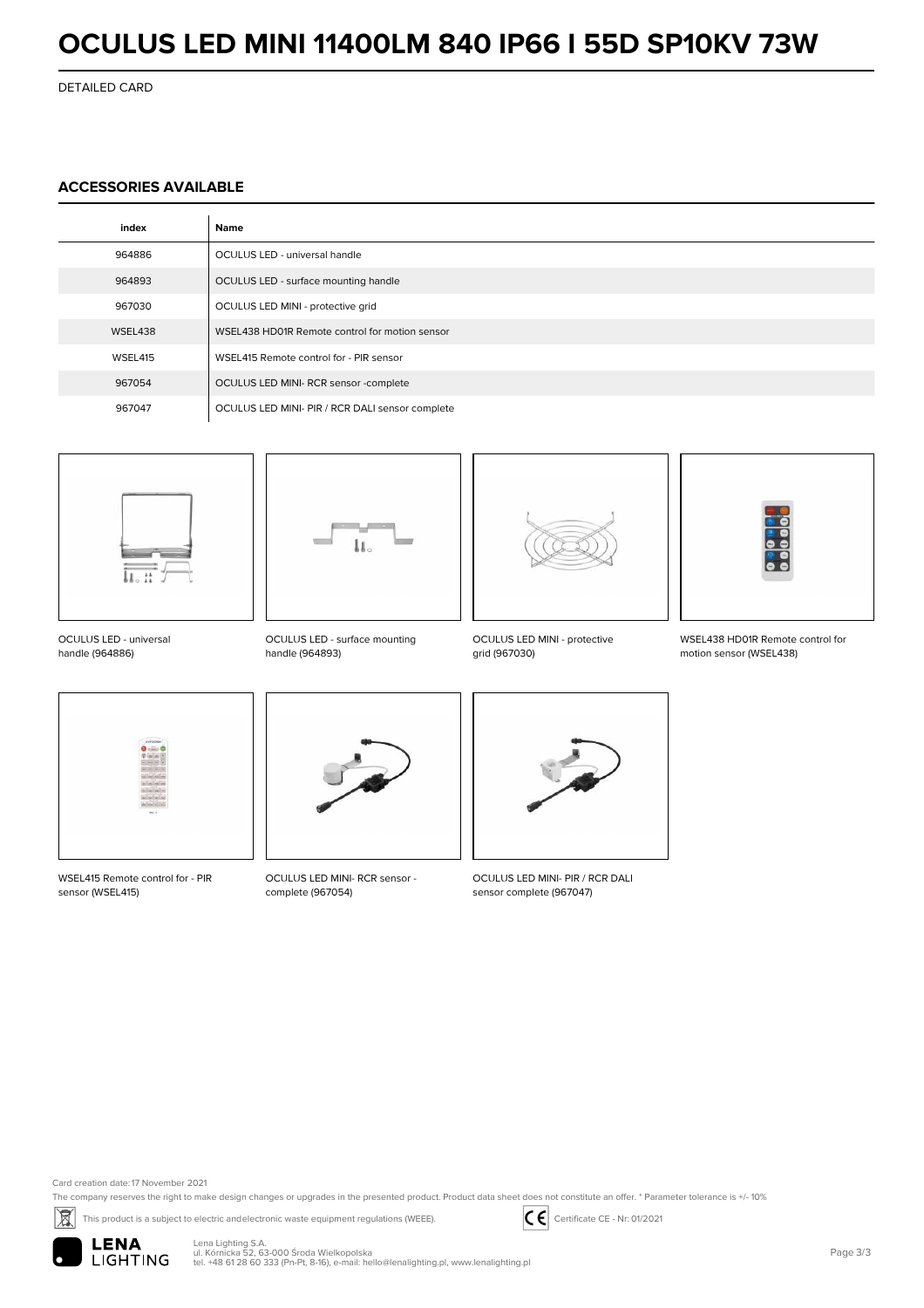# OCULUS LED MINI 11400LM 840 IP66 I 55D SP10KV 73W

DETAILED CARD

## ACCESSORIES AVAILABLE

| index | Name |
|---|---|
| 964886 | OCULUS LED - universal handle |
| 964893 | OCULUS LED - surface mounting handle |
| 967030 | OCULUS LED MINI - protective grid |
| WSEL438 | WSEL438 HD01R Remote control for motion sensor |
| WSEL415 | WSEL415 Remote control for - PIR sensor |
| 967054 | OCULUS LED MINI- RCR sensor -complete |
| 967047 | OCULUS LED MINI- PIR / RCR DALI sensor complete |

OCULUS LED - universal handle (964886)

OCULUS LED - surface mounting handle (964893)

OCULUS LED MINI - protective grid (967030)

WSEL438 HD01R Remote control for motion sensor (WSEL438)

WSEL415 Remote control for - PIR sensor (WSEL415)

OCULUS LED MINI- RCR sensor - complete (967054)

OCULUS LED MINI- PIR / RCR DALI sensor complete (967047)

Card creation date: 17 November 2021

The company reserves the right to make design changes or upgrades in the presented product. Product data sheet does not constitute an offer. * Parameter tolerance is +/- 10%

This product is a subject to electric andelectronic waste equipment regulations (WEEE).

Certificate CE - Nr: 01/2021

Lena Lighting S.A.
ul. Kórnicka 52, 63-000 Środa Wielkopolska
tel. +48 61 28 60 333 (Pn-Pt, 8-16), e-mail: hello@lenalighting.pl, www.lenalighting.pl